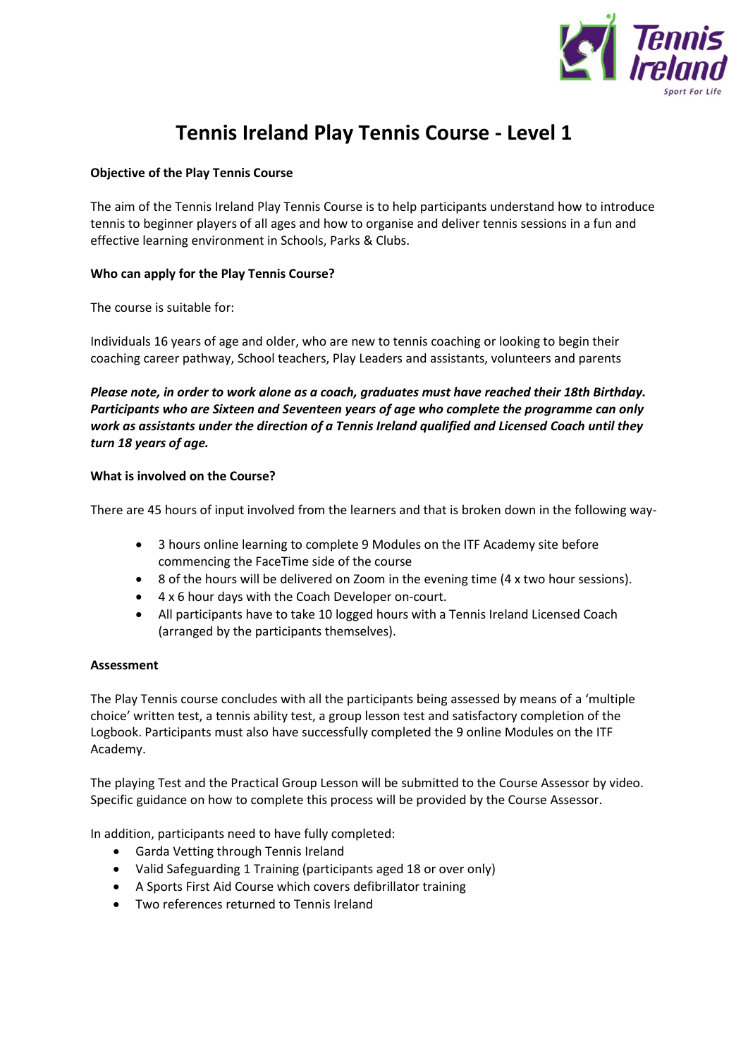# Tennis Ireland Play Tennis Course - Level 1

**Objective of the Play Tennis Course**

The aim of the Tennis Ireland Play Tennis Course is to help participants understand how to introduce tennis to beginner players of all ages and how to organise and deliver tennis sessions in a fun and effective learning environment in Schools, Parks & Clubs.

**Who can apply for the Play Tennis Course?**

The course is suitable for:

Individuals 16 years of age and older, who are new to tennis coaching or looking to begin their coaching career pathway, School teachers, Play Leaders and assistants, volunteers and parents

***Please note, in order to work alone as a coach, graduates must have reached their 18th Birthday. Participants who are Sixteen and Seventeen years of age who complete the programme can only work as assistants under the direction of a Tennis Ireland qualified and Licensed Coach until they turn 18 years of age.***

**What is involved on the Course?**

There are 45 hours of input involved from the learners and that is broken down in the following way-

- 3 hours online learning to complete 9 Modules on the ITF Academy site before commencing the FaceTime side of the course
- 8 of the hours will be delivered on Zoom in the evening time (4 x two hour sessions).
- 4 x 6 hour days with the Coach Developer on-court.
- All participants have to take 10 logged hours with a Tennis Ireland Licensed Coach (arranged by the participants themselves).

**Assessment**

The Play Tennis course concludes with all the participants being assessed by means of a 'multiple choice' written test, a tennis ability test, a group lesson test and satisfactory completion of the Logbook. Participants must also have successfully completed the 9 online Modules on the ITF Academy.

The playing Test and the Practical Group Lesson will be submitted to the Course Assessor by video. Specific guidance on how to complete this process will be provided by the Course Assessor.

In addition, participants need to have fully completed:

- Garda Vetting through Tennis Ireland
- Valid Safeguarding 1 Training (participants aged 18 or over only)
- A Sports First Aid Course which covers defibrillator training
- Two references returned to Tennis Ireland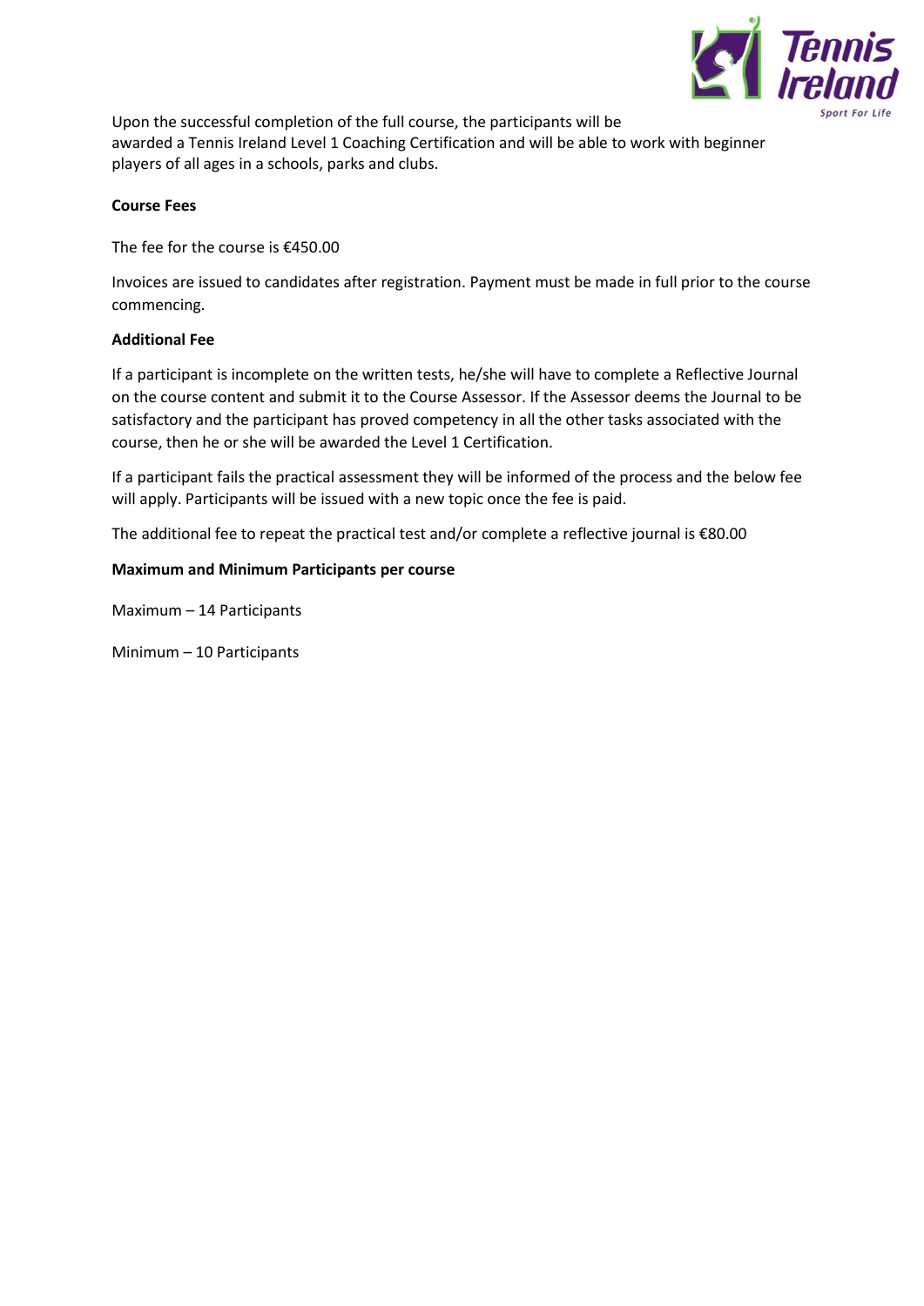Upon the successful completion of the full course, the participants will be awarded a Tennis Ireland Level 1 Coaching Certification and will be able to work with beginner players of all ages in a schools, parks and clubs.

**Course Fees**

The fee for the course is €450.00

Invoices are issued to candidates after registration. Payment must be made in full prior to the course commencing.

**Additional Fee**

If a participant is incomplete on the written tests, he/she will have to complete a Reflective Journal on the course content and submit it to the Course Assessor. If the Assessor deems the Journal to be satisfactory and the participant has proved competency in all the other tasks associated with the course, then he or she will be awarded the Level 1 Certification.

If a participant fails the practical assessment they will be informed of the process and the below fee will apply. Participants will be issued with a new topic once the fee is paid.

The additional fee to repeat the practical test and/or complete a reflective journal is €80.00

**Maximum and Minimum Participants per course**

Maximum – 14 Participants

Minimum – 10 Participants